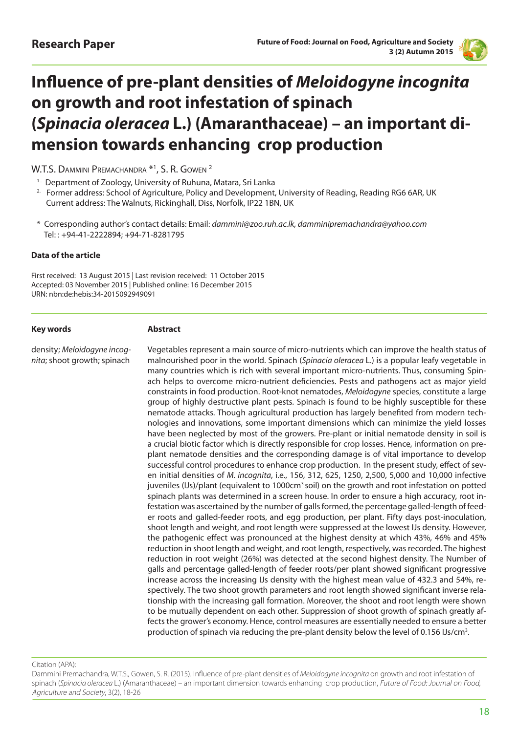**Research Paper**

# Influence of pre-plant densities of *Meloidogyne incognita* on growth and root infestation of spinach (*Spinacia oleracea* L.) (Amaranthaceae) – an important dimension towards enhancing crop production

W.T.S. Dammini Premachandra *[1], S. R. Gowen [2]

[1] Department of Zoology, University of Ruhuna, Matara, Sri Lanka

[2] Former address: School of Agriculture, Policy and Development, University of Reading, Reading RG6 6AR, UK
Current address: The Walnuts, Rickinghall, Diss, Norfolk, IP22 1BN, UK

\* Corresponding author's contact details: Email: *dammini@zoo.ruh.ac.lk, damminipremachandra@yahoo.com*
Tel: : +94-41-2222894; +94-71-8281795

**Data of the article**

First received: 13 August 2015 | Last revision received: 11 October 2015
Accepted: 03 November 2015 | Published online: 16 December 2015
URN: nbn:de:hebis:34-2015092949091

**Key words**

density; *Meloidogyne incognita*; shoot growth; spinach

**Abstract**

Vegetables represent a main source of micro-nutrients which can improve the health status of malnourished poor in the world. Spinach (*Spinacia oleracea* L.) is a popular leafy vegetable in many countries which is rich with several important micro-nutrients. Thus, consuming Spinach helps to overcome micro-nutrient deficiencies. Pests and pathogens act as major yield constraints in food production. Root-knot nematodes, *Meloidogyne* species, constitute a large group of highly destructive plant pests. Spinach is found to be highly susceptible for these nematode attacks. Though agricultural production has largely benefited from modern technologies and innovations, some important dimensions which can minimize the yield losses have been neglected by most of the growers. Pre-plant or initial nematode density in soil is a crucial biotic factor which is directly responsible for crop losses. Hence, information on pre-plant nematode densities and the corresponding damage is of vital importance to develop successful control procedures to enhance crop production. In the present study, effect of seven initial densities of *M. incognita*, i.e., 156, 312, 625, 1250, 2,500, 5,000 and 10,000 infective juveniles (IJs)/plant (equivalent to 1000cm$^3$ soil) on the growth and root infestation on potted spinach plants was determined in a screen house. In order to ensure a high accuracy, root infestation was ascertained by the number of galls formed, the percentage galled-length of feeder roots and galled-feeder roots, and egg production, per plant. Fifty days post-inoculation, shoot length and weight, and root length were suppressed at the lowest IJs density. However, the pathogenic effect was pronounced at the highest density at which 43%, 46% and 45% reduction in shoot length and weight, and root length, respectively, was recorded. The highest reduction in root weight (26%) was detected at the second highest density. The Number of galls and percentage galled-length of feeder roots/per plant showed significant progressive increase across the increasing IJs density with the highest mean value of 432.3 and 54%, respectively. The two shoot growth parameters and root length showed significant inverse relationship with the increasing gall formation. Moreover, the shoot and root length were shown to be mutually dependent on each other. Suppression of shoot growth of spinach greatly affects the grower's economy. Hence, control measures are essentially needed to ensure a better production of spinach via reducing the pre-plant density below the level of 0.156 IJs/cm$^3$.

Citation (APA):
Dammini Premachandra, W.T.S., Gowen, S. R. (2015). Influence of pre-plant densities of *Meloidogyne incognita* on growth and root infestation of spinach (*Spinacia oleracea* L.) (Amaranthaceae) – an important dimension towards enhancing crop production, *Future of Food: Journal on Food, Agriculture and Society*, 3(2), 18-26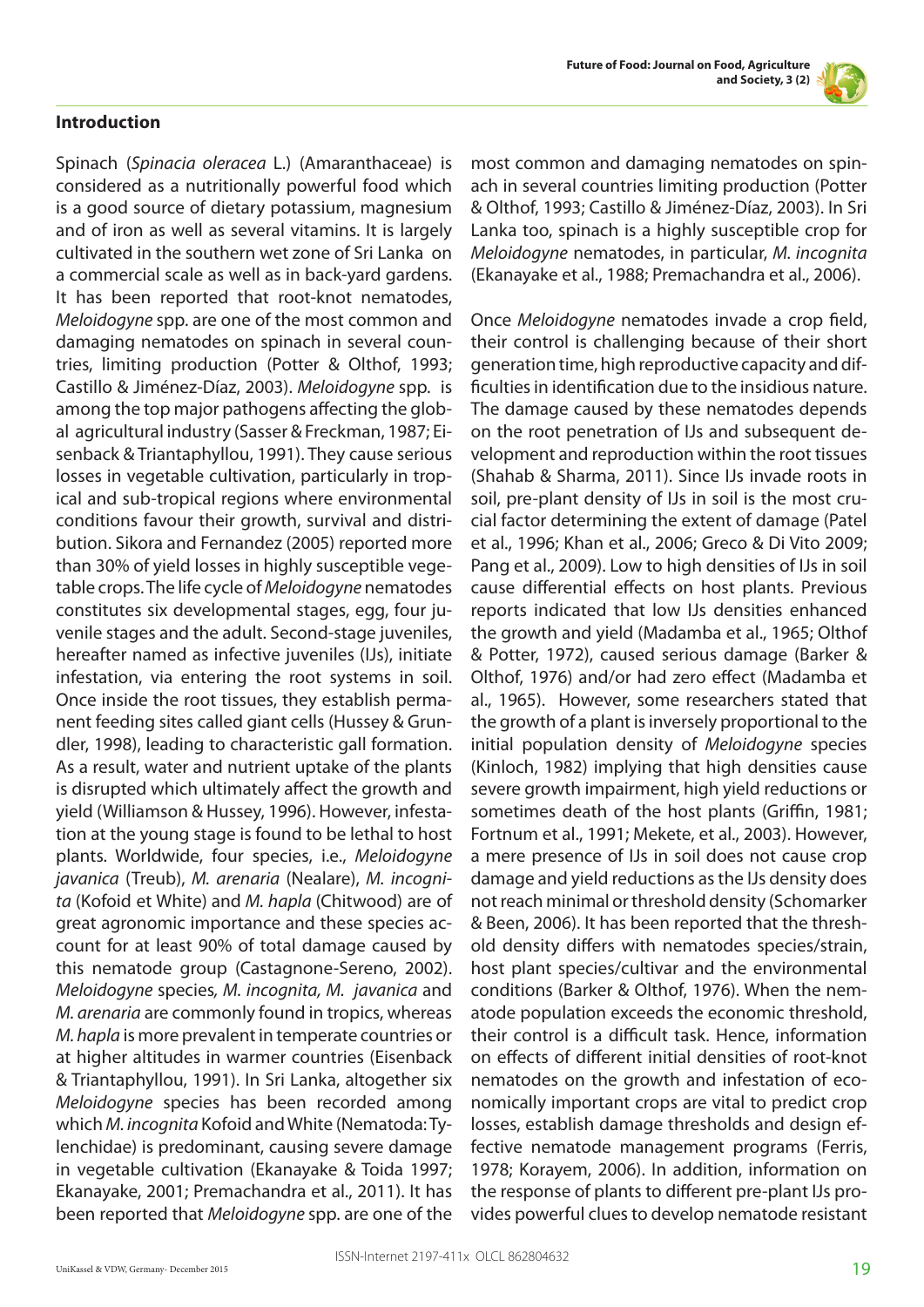## Introduction

Spinach (*Spinacia oleracea* L.) (Amaranthaceae) is considered as a nutritionally powerful food which is a good source of dietary potassium, magnesium and of iron as well as several vitamins. It is largely cultivated in the southern wet zone of Sri Lanka on a commercial scale as well as in back-yard gardens. It has been reported that root-knot nematodes, *Meloidogyne* spp. are one of the most common and damaging nematodes on spinach in several countries, limiting production (Potter & Olthof, 1993; Castillo & Jiménez-Díaz, 2003). *Meloidogyne* spp. is among the top major pathogens affecting the global agricultural industry (Sasser & Freckman, 1987; Eisenback & Triantaphyllou, 1991). They cause serious losses in vegetable cultivation, particularly in tropical and sub-tropical regions where environmental conditions favour their growth, survival and distribution. Sikora and Fernandez (2005) reported more than 30% of yield losses in highly susceptible vegetable crops. The life cycle of *Meloidogyne* nematodes constitutes six developmental stages, egg, four juvenile stages and the adult. Second-stage juveniles, hereafter named as infective juveniles (IJs), initiate infestation, via entering the root systems in soil. Once inside the root tissues, they establish permanent feeding sites called giant cells (Hussey & Grundler, 1998), leading to characteristic gall formation. As a result, water and nutrient uptake of the plants is disrupted which ultimately affect the growth and yield (Williamson & Hussey, 1996). However, infestation at the young stage is found to be lethal to host plants. Worldwide, four species, i.e., *Meloidogyne javanica* (Treub), *M. arenaria* (Nealare), *M. incognita* (Kofoid et White) and *M. hapla* (Chitwood) are of great agronomic importance and these species account for at least 90% of total damage caused by this nematode group (Castagnone-Sereno, 2002). *Meloidogyne* species*, M. incognita, M. javanica* and *M. arenaria* are commonly found in tropics, whereas *M. hapla* is more prevalent in temperate countries or at higher altitudes in warmer countries (Eisenback & Triantaphyllou, 1991). In Sri Lanka, altogether six *Meloidogyne* species has been recorded among which *M. incognita* Kofoid and White (Nematoda: Tylenchidae) is predominant, causing severe damage in vegetable cultivation (Ekanayake & Toida 1997; Ekanayake, 2001; Premachandra et al., 2011). It has been reported that *Meloidogyne* spp. are one of the most common and damaging nematodes on spinach in several countries limiting production (Potter & Olthof, 1993; Castillo & Jiménez-Díaz, 2003). In Sri Lanka too, spinach is a highly susceptible crop for *Meloidogyne* nematodes, in particular, *M. incognita* (Ekanayake et al., 1988; Premachandra et al., 2006).

Once *Meloidogyne* nematodes invade a crop field, their control is challenging because of their short generation time, high reproductive capacity and difficulties in identification due to the insidious nature. The damage caused by these nematodes depends on the root penetration of IJs and subsequent development and reproduction within the root tissues (Shahab & Sharma, 2011). Since IJs invade roots in soil, pre-plant density of IJs in soil is the most crucial factor determining the extent of damage (Patel et al., 1996; Khan et al., 2006; Greco & Di Vito 2009; Pang et al., 2009). Low to high densities of IJs in soil cause differential effects on host plants. Previous reports indicated that low IJs densities enhanced the growth and yield (Madamba et al., 1965; Olthof & Potter, 1972), caused serious damage (Barker & Olthof, 1976) and/or had zero effect (Madamba et al., 1965). However, some researchers stated that the growth of a plant is inversely proportional to the initial population density of *Meloidogyne* species (Kinloch, 1982) implying that high densities cause severe growth impairment, high yield reductions or sometimes death of the host plants (Griffin, 1981; Fortnum et al., 1991; Mekete, et al., 2003). However, a mere presence of IJs in soil does not cause crop damage and yield reductions as the IJs density does not reach minimal or threshold density (Schomarker & Been, 2006). It has been reported that the threshold density differs with nematodes species/strain, host plant species/cultivar and the environmental conditions (Barker & Olthof, 1976). When the nematode population exceeds the economic threshold, their control is a difficult task. Hence, information on effects of different initial densities of root-knot nematodes on the growth and infestation of economically important crops are vital to predict crop losses, establish damage thresholds and design effective nematode management programs (Ferris, 1978; Korayem, 2006). In addition, information on the response of plants to different pre-plant IJs provides powerful clues to develop nematode resistant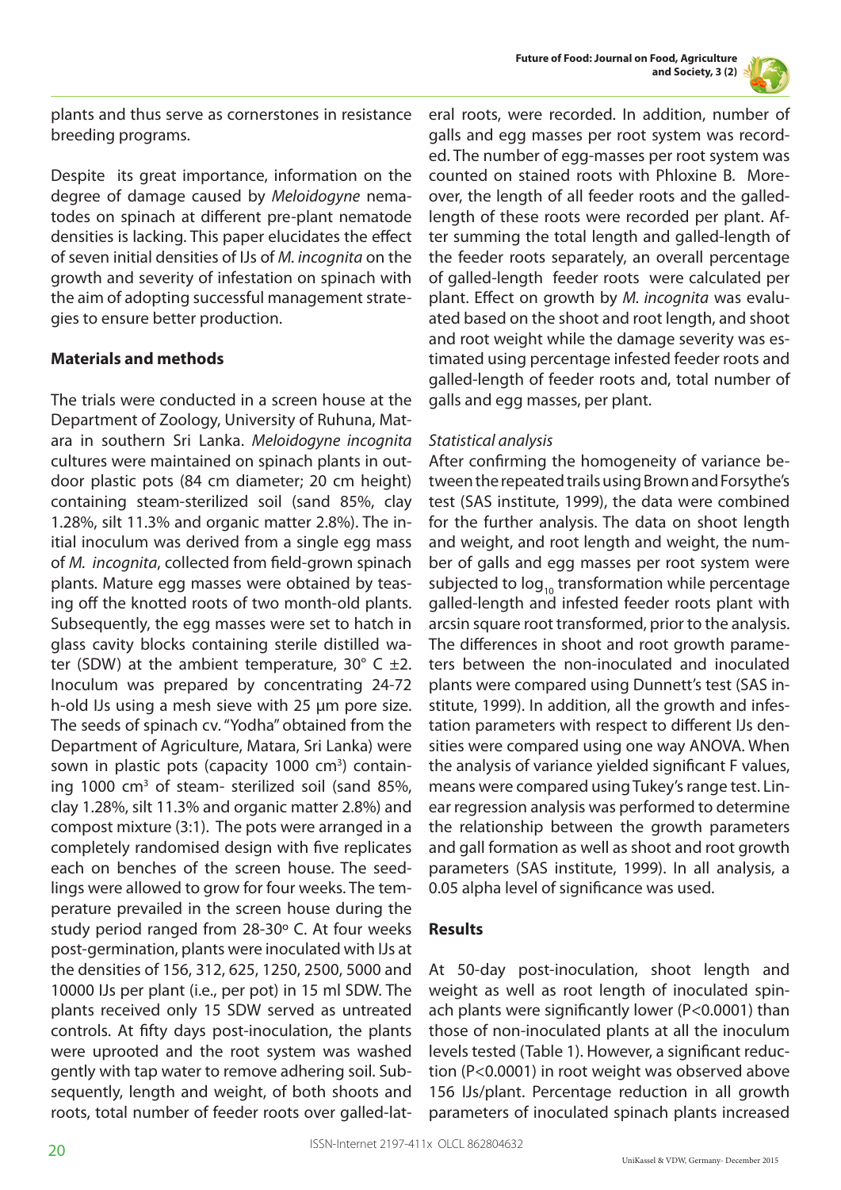plants and thus serve as cornerstones in resistance breeding programs.

Despite its great importance, information on the degree of damage caused by *Meloidogyne* nematodes on spinach at different pre-plant nematode densities is lacking. This paper elucidates the effect of seven initial densities of IJs of *M. incognita* on the growth and severity of infestation on spinach with the aim of adopting successful management strategies to ensure better production.

## Materials and methods

The trials were conducted in a screen house at the Department of Zoology, University of Ruhuna, Matara in southern Sri Lanka. *Meloidogyne incognita* cultures were maintained on spinach plants in outdoor plastic pots (84 cm diameter; 20 cm height) containing steam-sterilized soil (sand 85%, clay 1.28%, silt 11.3% and organic matter 2.8%). The initial inoculum was derived from a single egg mass of *M. incognita*, collected from field-grown spinach plants. Mature egg masses were obtained by teasing off the knotted roots of two month-old plants. Subsequently, the egg masses were set to hatch in glass cavity blocks containing sterile distilled water (SDW) at the ambient temperature, 30° C ±2. Inoculum was prepared by concentrating 24-72 h-old IJs using a mesh sieve with 25 µm pore size. The seeds of spinach cv. "Yodha" obtained from the Department of Agriculture, Matara, Sri Lanka) were sown in plastic pots (capacity 1000 $cm^3$) containing 1000 $cm^3$ of steam- sterilized soil (sand 85%, clay 1.28%, silt 11.3% and organic matter 2.8%) and compost mixture (3:1). The pots were arranged in a completely randomised design with five replicates each on benches of the screen house. The seedlings were allowed to grow for four weeks. The temperature prevailed in the screen house during the study period ranged from 28-30º C. At four weeks post-germination, plants were inoculated with IJs at the densities of 156, 312, 625, 1250, 2500, 5000 and 10000 IJs per plant (i.e., per pot) in 15 ml SDW. The plants received only 15 SDW served as untreated controls. At fifty days post-inoculation, the plants were uprooted and the root system was washed gently with tap water to remove adhering soil. Subsequently, length and weight, of both shoots and roots, total number of feeder roots over galled-lateral roots, were recorded. In addition, number of galls and egg masses per root system was recorded. The number of egg-masses per root system was counted on stained roots with Phloxine B. Moreover, the length of all feeder roots and the galled-length of these roots were recorded per plant. After summing the total length and galled-length of the feeder roots separately, an overall percentage of galled-length feeder roots were calculated per plant. Effect on growth by *M. incognita* was evaluated based on the shoot and root length, and shoot and root weight while the damage severity was estimated using percentage infested feeder roots and galled-length of feeder roots and, total number of galls and egg masses, per plant.

### Statistical analysis

After confirming the homogeneity of variance between the repeated trails using Brown and Forsythe's test (SAS institute, 1999), the data were combined for the further analysis. The data on shoot length and weight, and root length and weight, the number of galls and egg masses per root system were subjected to $\log_{10}$ transformation while percentage galled-length and infested feeder roots plant with arcsin square root transformed, prior to the analysis. The differences in shoot and root growth parameters between the non-inoculated and inoculated plants were compared using Dunnett's test (SAS institute, 1999). In addition, all the growth and infestation parameters with respect to different IJs densities were compared using one way ANOVA. When the analysis of variance yielded significant F values, means were compared using Tukey's range test. Linear regression analysis was performed to determine the relationship between the growth parameters and gall formation as well as shoot and root growth parameters (SAS institute, 1999). In all analysis, a 0.05 alpha level of significance was used.

## Results

At 50-day post-inoculation, shoot length and weight as well as root length of inoculated spinach plants were significantly lower ($P<0.0001$) than those of non-inoculated plants at all the inoculum levels tested (Table 1). However, a significant reduction ($P<0.0001$) in root weight was observed above 156 IJs/plant. Percentage reduction in all growth parameters of inoculated spinach plants increased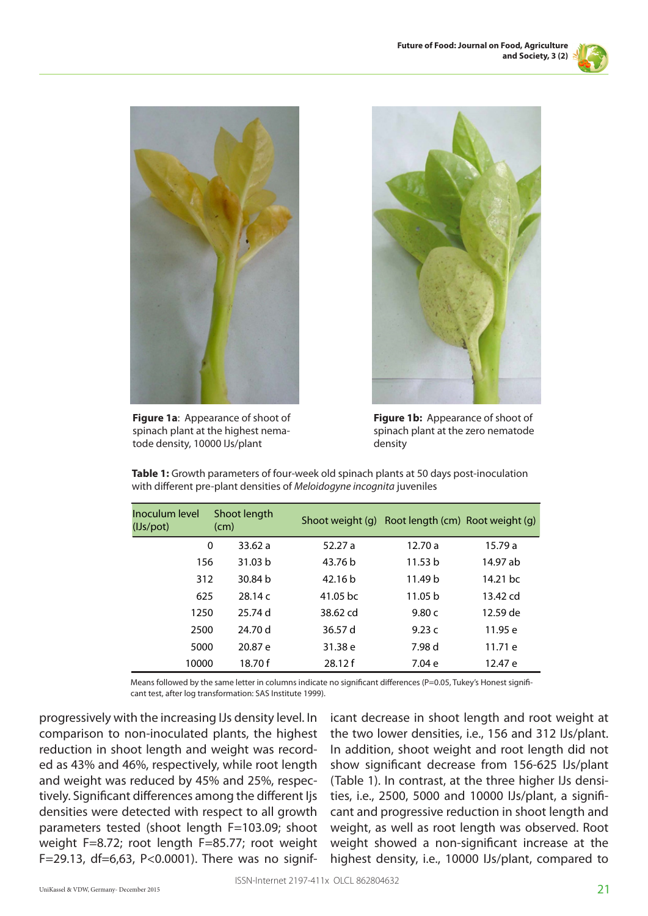**Figure 1a**: Appearance of shoot of spinach plant at the highest nematode density, 10000 IJs/plant

**Figure 1b:** Appearance of shoot of spinach plant at the zero nematode density

**Table 1:** Growth parameters of four-week old spinach plants at 50 days post-inoculation with different pre-plant densities of *Meloidogyne incognita* juveniles

| Inoculum level (IJs/pot) | Shoot length (cm) | Shoot weight (g) | Root length (cm) | Root weight (g) |
|---|---|---|---|---|
| 0 | 33.62 a | 52.27 a | 12.70 a | 15.79 a |
| 156 | 31.03 b | 43.76 b | 11.53 b | 14.97 ab |
| 312 | 30.84 b | 42.16 b | 11.49 b | 14.21 bc |
| 625 | 28.14 c | 41.05 bc | 11.05 b | 13.42 cd |
| 1250 | 25.74 d | 38.62 cd | 9.80 c | 12.59 de |
| 2500 | 24.70 d | 36.57 d | 9.23 c | 11.95 e |
| 5000 | 20.87 e | 31.38 e | 7.98 d | 11.71 e |
| 10000 | 18.70 f | 28.12 f | 7.04 e | 12.47 e |

Means followed by the same letter in columns indicate no significant differences (P=0.05, Tukey's Honest significant test, after log transformation: SAS Institute 1999).

progressively with the increasing IJs density level. In comparison to non-inoculated plants, the highest reduction in shoot length and weight was recorded as 43% and 46%, respectively, while root length and weight was reduced by 45% and 25%, respectively. Significant differences among the different Ijs densities were detected with respect to all growth parameters tested (shoot length F=103.09; shoot weight F=8.72; root length F=85.77; root weight F=29.13, df=6,63, P<0.0001). There was no significant decrease in shoot length and root weight at the two lower densities, i.e., 156 and 312 IJs/plant. In addition, shoot weight and root length did not show significant decrease from 156-625 IJs/plant (Table 1). In contrast, at the three higher IJs densities, i.e., 2500, 5000 and 10000 IJs/plant, a significant and progressive reduction in shoot length and weight, as well as root length was observed. Root weight showed a non-significant increase at the highest density, i.e., 10000 IJs/plant, compared to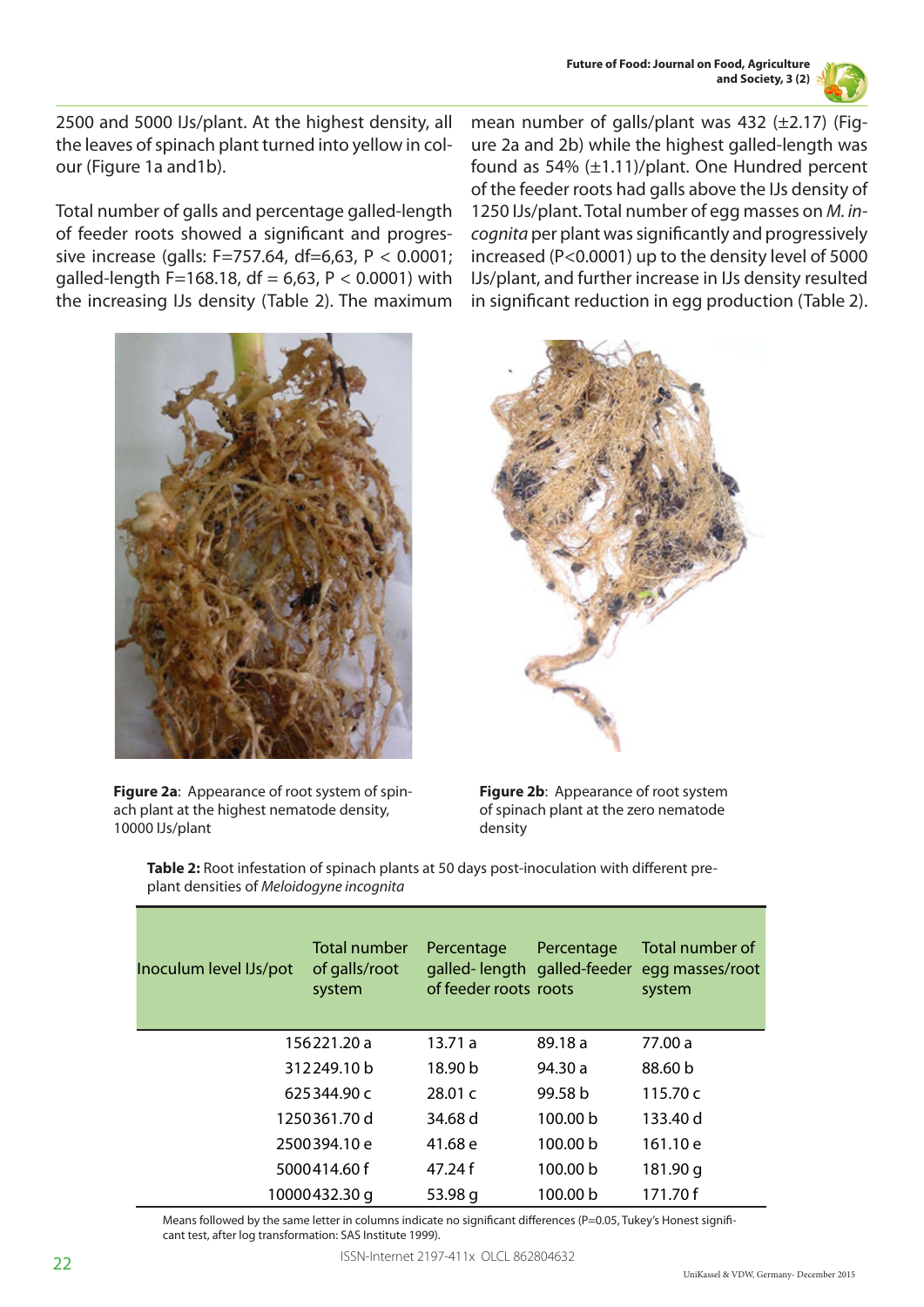2500 and 5000 IJs/plant. At the highest density, all the leaves of spinach plant turned into yellow in colour (Figure 1a and1b).

Total number of galls and percentage galled-length of feeder roots showed a significant and progressive increase (galls: $F=757.64$, $df=6,63$, $P < 0.0001$; galled-length $F=168.18$, $df = 6,63$, $P < 0.0001$) with the increasing IJs density (Table 2). The maximum mean number of galls/plant was 432 (±2.17) (Figure 2a and 2b) while the highest galled-length was found as 54% (±1.11)/plant. One Hundred percent of the feeder roots had galls above the IJs density of 1250 IJs/plant. Total number of egg masses on *M. incognita* per plant was significantly and progressively increased ($P<0.0001$) up to the density level of 5000 IJs/plant, and further increase in IJs density resulted in significant reduction in egg production (Table 2).

**Figure 2a**: Appearance of root system of spinach plant at the highest nematode density, 10000 IJs/plant

**Figure 2b**: Appearance of root system of spinach plant at the zero nematode density

**Table 2:** Root infestation of spinach plants at 50 days post-inoculation with different pre-plant densities of *Meloidogyne incognita*

| Inoculum level IJs/pot | Total number of galls/root system | Percentage galled- length of feeder roots | Percentage galled-feeder roots | Total number of egg masses/root system |
|---|---|---|---|---|
| 156 | 221.20 a | 13.71 a | 89.18 a | 77.00 a |
| 312 | 249.10 b | 18.90 b | 94.30 a | 88.60 b |
| 625 | 344.90 c | 28.01 c | 99.58 b | 115.70 c |
| 1250 | 361.70 d | 34.68 d | 100.00 b | 133.40 d |
| 2500 | 394.10 e | 41.68 e | 100.00 b | 161.10 e |
| 5000 | 414.60 f | 47.24 f | 100.00 b | 181.90 g |
| 10000 | 432.30 g | 53.98 g | 100.00 b | 171.70 f |

Means followed by the same letter in columns indicate no significant differences (P=0.05, Tukey's Honest significant test, after log transformation: SAS Institute 1999).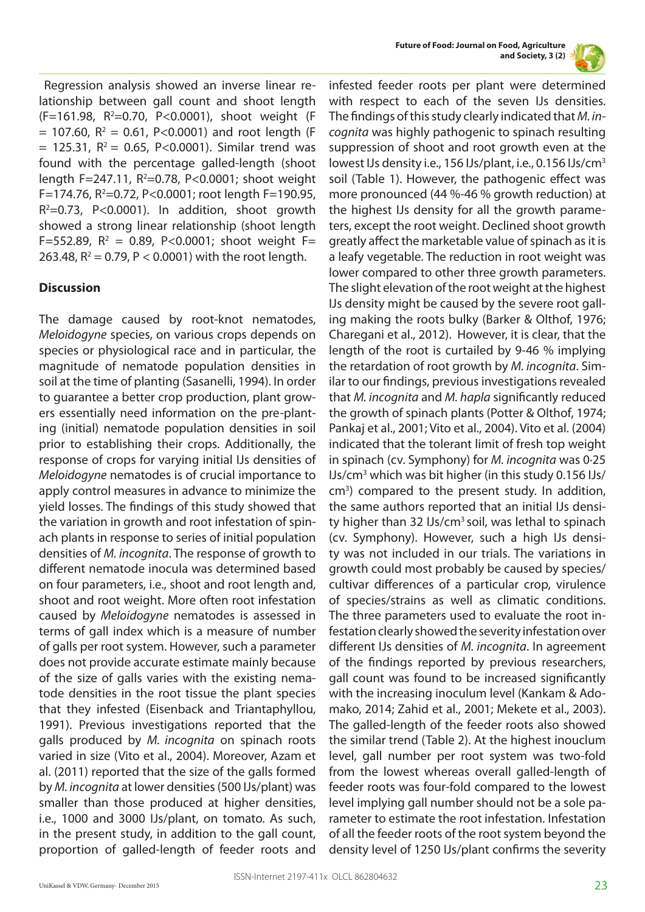Regression analysis showed an inverse linear relationship between gall count and shoot length ($F=161.98$, $R^2=0.70$, $P<0.0001$), shoot weight ($F = 107.60$, $R^2 = 0.61$, $P<0.0001$) and root length ($F = 125.31$, $R^2 = 0.65$, $P<0.0001$). Similar trend was found with the percentage galled-length (shoot length $F=247.11$, $R^2=0.78$, $P<0.0001$; shoot weight $F=174.76$, $R^2=0.72$, $P<0.0001$; root length $F=190.95$, $R^2=0.73$, $P<0.0001$). In addition, shoot growth showed a strong linear relationship (shoot length $F=552.89$, $R^2 = 0.89$, $P<0.0001$; shoot weight $F= 263.48$, $R^2 = 0.79$, $P < 0.0001$) with the root length.

## Discussion

The damage caused by root-knot nematodes, *Meloidogyne* species, on various crops depends on species or physiological race and in particular, the magnitude of nematode population densities in soil at the time of planting (Sasanelli, 1994). In order to guarantee a better crop production, plant growers essentially need information on the pre-planting (initial) nematode population densities in soil prior to establishing their crops. Additionally, the response of crops for varying initial IJs densities of *Meloidogyne* nematodes is of crucial importance to apply control measures in advance to minimize the yield losses. The findings of this study showed that the variation in growth and root infestation of spinach plants in response to series of initial population densities of *M. incognita*. The response of growth to different nematode inocula was determined based on four parameters, i.e., shoot and root length and, shoot and root weight. More often root infestation caused by *Meloidogyne* nematodes is assessed in terms of gall index which is a measure of number of galls per root system. However, such a parameter does not provide accurate estimate mainly because of the size of galls varies with the existing nematode densities in the root tissue the plant species that they infested (Eisenback and Triantaphyllou, 1991). Previous investigations reported that the galls produced by *M. incognita* on spinach roots varied in size (Vito et al., 2004). Moreover, Azam et al. (2011) reported that the size of the galls formed by *M. incognita* at lower densities (500 IJs/plant) was smaller than those produced at higher densities, i.e., 1000 and 3000 IJs/plant, on tomato. As such, in the present study, in addition to the gall count, proportion of galled-length of feeder roots and infested feeder roots per plant were determined with respect to each of the seven IJs densities. The findings of this study clearly indicated that *M. incognita* was highly pathogenic to spinach resulting suppression of shoot and root growth even at the lowest IJs density i.e., 156 IJs/plant, i.e., 0.156 IJs/cm$^3$ soil (Table 1). However, the pathogenic effect was more pronounced (44 %-46 % growth reduction) at the highest IJs density for all the growth parameters, except the root weight. Declined shoot growth greatly affect the marketable value of spinach as it is a leafy vegetable. The reduction in root weight was lower compared to other three growth parameters. The slight elevation of the root weight at the highest IJs density might be caused by the severe root galling making the roots bulky (Barker & Olthof, 1976; Charegani et al., 2012). However, it is clear, that the length of the root is curtailed by 9-46 % implying the retardation of root growth by *M. incognita*. Similar to our findings, previous investigations revealed that *M. incognita* and *M. hapla* significantly reduced the growth of spinach plants (Potter & Olthof, 1974; Pankaj et al., 2001; Vito et al., 2004). Vito et al. (2004) indicated that the tolerant limit of fresh top weight in spinach (cv. Symphony) for *M. incognita* was 0·25 IJs/cm$^3$ which was bit higher (in this study 0.156 IJs/cm$^3$) compared to the present study. In addition, the same authors reported that an initial IJs density higher than 32 IJs/cm$^3$ soil, was lethal to spinach (cv. Symphony). However, such a high IJs density was not included in our trials. The variations in growth could most probably be caused by species/cultivar differences of a particular crop, virulence of species/strains as well as climatic conditions. The three parameters used to evaluate the root infestation clearly showed the severity infestation over different IJs densities of *M. incognita*. In agreement of the findings reported by previous researchers, gall count was found to be increased significantly with the increasing inoculum level (Kankam & Adomako, 2014; Zahid et al., 2001; Mekete et al., 2003). The galled-length of the feeder roots also showed the similar trend (Table 2). At the highest inouclum level, gall number per root system was two-fold from the lowest whereas overall galled-length of feeder roots was four-fold compared to the lowest level implying gall number should not be a sole parameter to estimate the root infestation. Infestation of all the feeder roots of the root system beyond the density level of 1250 IJs/plant confirms the severity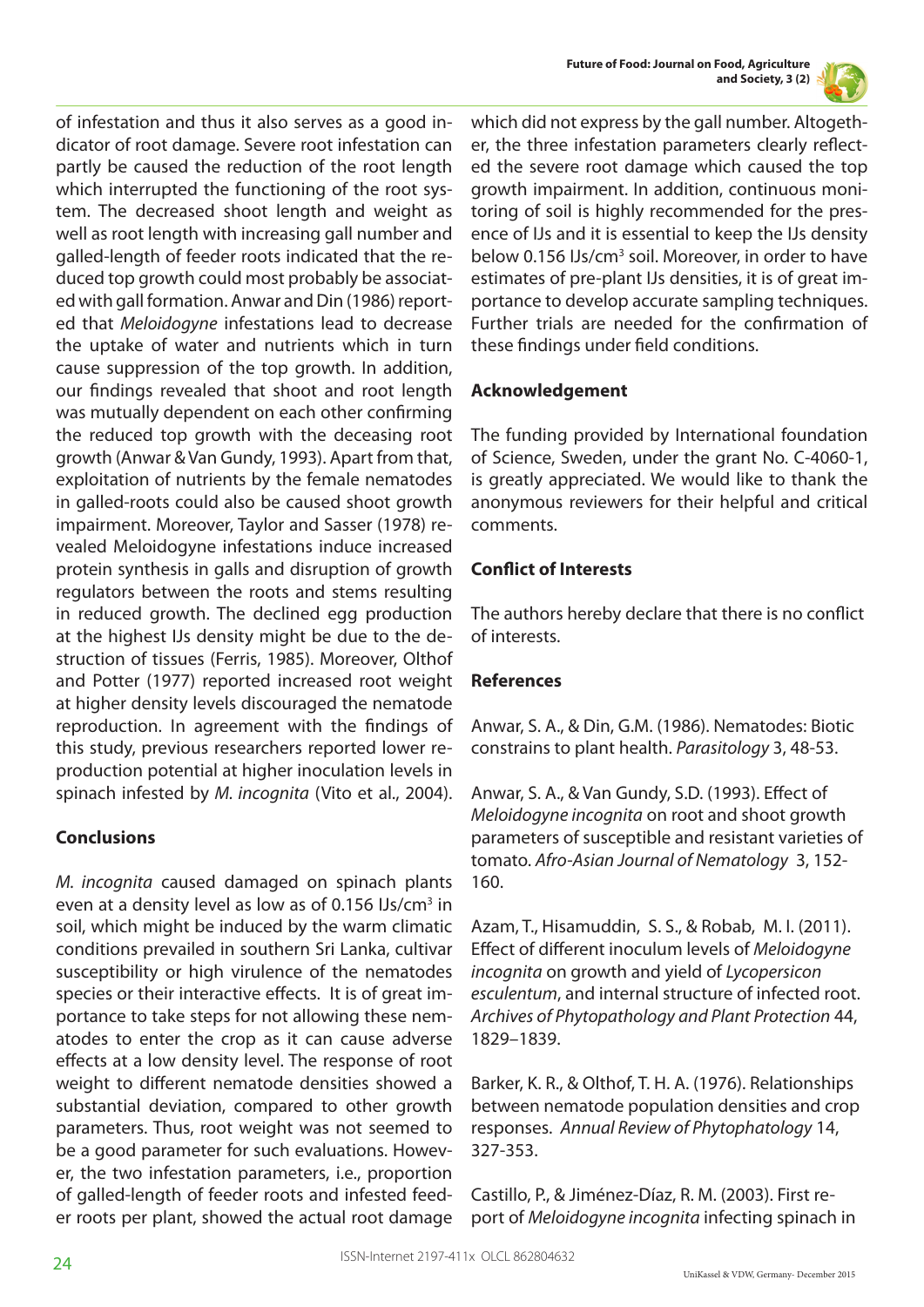of infestation and thus it also serves as a good indicator of root damage. Severe root infestation can partly be caused the reduction of the root length which interrupted the functioning of the root system. The decreased shoot length and weight as well as root length with increasing gall number and galled-length of feeder roots indicated that the reduced top growth could most probably be associated with gall formation. Anwar and Din (1986) reported that *Meloidogyne* infestations lead to decrease the uptake of water and nutrients which in turn cause suppression of the top growth. In addition, our findings revealed that shoot and root length was mutually dependent on each other confirming the reduced top growth with the deceasing root growth (Anwar & Van Gundy, 1993). Apart from that, exploitation of nutrients by the female nematodes in galled-roots could also be caused shoot growth impairment. Moreover, Taylor and Sasser (1978) revealed Meloidogyne infestations induce increased protein synthesis in galls and disruption of growth regulators between the roots and stems resulting in reduced growth. The declined egg production at the highest IJs density might be due to the destruction of tissues (Ferris, 1985). Moreover, Olthof and Potter (1977) reported increased root weight at higher density levels discouraged the nematode reproduction. In agreement with the findings of this study, previous researchers reported lower reproduction potential at higher inoculation levels in spinach infested by *M. incognita* (Vito et al., 2004).

## Conclusions

*M. incognita* caused damaged on spinach plants even at a density level as low as of 0.156 IJs/cm$^3$ in soil, which might be induced by the warm climatic conditions prevailed in southern Sri Lanka, cultivar susceptibility or high virulence of the nematodes species or their interactive effects. It is of great importance to take steps for not allowing these nematodes to enter the crop as it can cause adverse effects at a low density level. The response of root weight to different nematode densities showed a substantial deviation, compared to other growth parameters. Thus, root weight was not seemed to be a good parameter for such evaluations. However, the two infestation parameters, i.e., proportion of galled-length of feeder roots and infested feeder roots per plant, showed the actual root damage which did not express by the gall number. Altogether, the three infestation parameters clearly reflected the severe root damage which caused the top growth impairment. In addition, continuous monitoring of soil is highly recommended for the presence of IJs and it is essential to keep the IJs density below 0.156 IJs/cm$^3$ soil. Moreover, in order to have estimates of pre-plant IJs densities, it is of great importance to develop accurate sampling techniques. Further trials are needed for the confirmation of these findings under field conditions.

## Acknowledgement

The funding provided by International foundation of Science, Sweden, under the grant No. C-4060-1, is greatly appreciated. We would like to thank the anonymous reviewers for their helpful and critical comments.

## Conflict of Interests

The authors hereby declare that there is no conflict of interests.

## References

Anwar, S. A., & Din, G.M. (1986). Nematodes: Biotic constrains to plant health. *Parasitology* 3, 48-53.

Anwar, S. A., & Van Gundy, S.D. (1993). Effect of *Meloidogyne incognita* on root and shoot growth parameters of susceptible and resistant varieties of tomato. *Afro-Asian Journal of Nematology* 3, 152-160.

Azam, T., Hisamuddin, S. S., & Robab, M. I. (2011). Effect of different inoculum levels of *Meloidogyne incognita* on growth and yield of *Lycopersicon esculentum*, and internal structure of infected root. *Archives of Phytopathology and Plant Protection* 44, 1829–1839.

Barker, K. R., & Olthof, T. H. A. (1976). Relationships between nematode population densities and crop responses. *Annual Review of Phytophatology* 14, 327-353.

Castillo, P., & Jiménez-Díaz, R. M. (2003). First report of *Meloidogyne incognita* infecting spinach in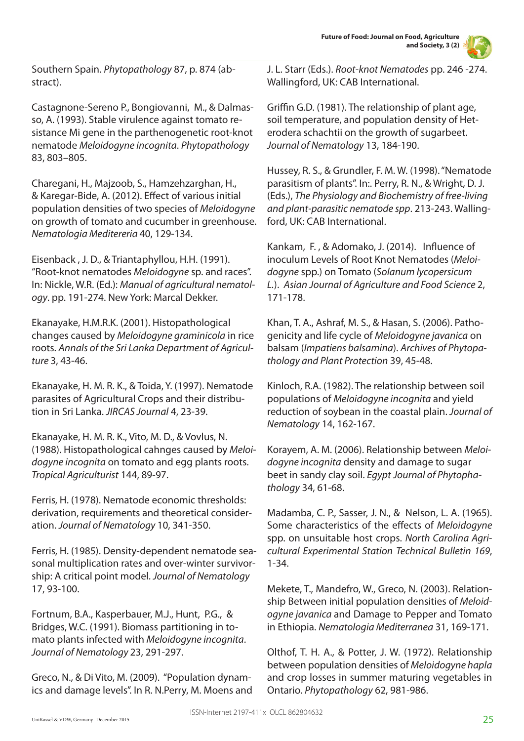Southern Spain. *Phytopathology* 87, p. 874 (abstract).

Castagnone-Sereno P., Bongiovanni, M., & Dalmasso, A. (1993). Stable virulence against tomato resistance Mi gene in the parthenogenetic root-knot nematode *Meloidogyne incognita*. *Phytopathology* 83, 803–805.

Charegani, H., Majzoob, S., Hamzehzarghan, H., & Karegar-Bide, A. (2012). Effect of various initial population densities of two species of *Meloidogyne* on growth of tomato and cucumber in greenhouse. *Nematologia Meditereria* 40, 129-134.

Eisenback , J. D., & Triantaphyllou, H.H. (1991). "Root-knot nematodes *Meloidogyne* sp. and races". In: Nickle, W.R. (Ed.): *Manual of agricultural nematology*. pp. 191-274. New York: Marcal Dekker.

Ekanayake, H.M.R.K. (2001). Histopathological changes caused by *Meloidogyne graminicola* in rice roots. *Annals of the Sri Lanka Department of Agriculture* 3, 43-46.

Ekanayake, H. M. R. K., & Toida, Y. (1997). Nematode parasites of Agricultural Crops and their distribution in Sri Lanka. *JIRCAS Journal* 4, 23-39.

Ekanayake, H. M. R. K., Vito, M. D., & Vovlus, N. (1988). Histopathological cahnges caused by *Meloidogyne incognita* on tomato and egg plants roots. *Tropical Agriculturist* 144, 89-97.

Ferris, H. (1978). Nematode economic thresholds: derivation, requirements and theoretical consideration. *Journal of Nematology* 10, 341-350.

Ferris, H. (1985). Density-dependent nematode seasonal multiplication rates and over-winter survivorship: A critical point model. *Journal of Nematology* 17, 93-100.

Fortnum, B.A., Kasperbauer, M.J., Hunt, P.G., & Bridges, W.C. (1991). Biomass partitioning in tomato plants infected with *Meloidogyne incognita*. *Journal of Nematology* 23, 291-297.

Greco, N., & Di Vito, M. (2009). "Population dynamics and damage levels". In R. N.Perry, M. Moens and J. L. Starr (Eds.). *Root-knot Nematodes* pp. 246 -274. Wallingford, UK: CAB International.

Griffin G.D. (1981). The relationship of plant age, soil temperature, and population density of Heterodera schachtii on the growth of sugarbeet. *Journal of Nematology* 13, 184-190.

Hussey, R. S., & Grundler, F. M. W. (1998). "Nematode parasitism of plants". In:. Perry, R. N., & Wright, D. J. (Eds.), *The Physiology and Biochemistry of free-living and plant-parasitic nematode spp*. 213-243. Wallingford, UK: CAB International.

Kankam, F. , & Adomako, J. (2014). Influence of inoculum Levels of Root Knot Nematodes (*Meloidogyne* spp.) on Tomato (*Solanum lycopersicum L.*). *Asian Journal of Agriculture and Food Science* 2, 171-178.

Khan, T. A., Ashraf, M. S., & Hasan, S. (2006). Pathogenicity and life cycle of *Meloidogyne javanica* on balsam (*Impatiens balsamina*). *Archives of Phytopathology and Plant Protection* 39, 45-48.

Kinloch, R.A. (1982). The relationship between soil populations of *Meloidogyne incognita* and yield reduction of soybean in the coastal plain. *Journal of Nematology* 14, 162-167.

Korayem, A. M. (2006). Relationship between *Meloidogyne incognita* density and damage to sugar beet in sandy clay soil. *Egypt Journal of Phytophathology* 34, 61-68.

Madamba, C. P., Sasser, J. N., & Nelson, L. A. (1965). Some characteristics of the effects of *Meloidogyne* spp. on unsuitable host crops. *North Carolina Agricultural Experimental Station Technical Bulletin 169*, 1-34.

Mekete, T., Mandefro, W., Greco, N. (2003). Relationship Between initial population densities of *Meloidogyne javanica* and Damage to Pepper and Tomato in Ethiopia. *Nematologia Mediterranea* 31, 169-171.

Olthof, T. H. A., & Potter, J. W. (1972). Relationship between population densities of *Meloidogyne hapla* and crop losses in summer maturing vegetables in Ontario. *Phytopathology* 62, 981-986.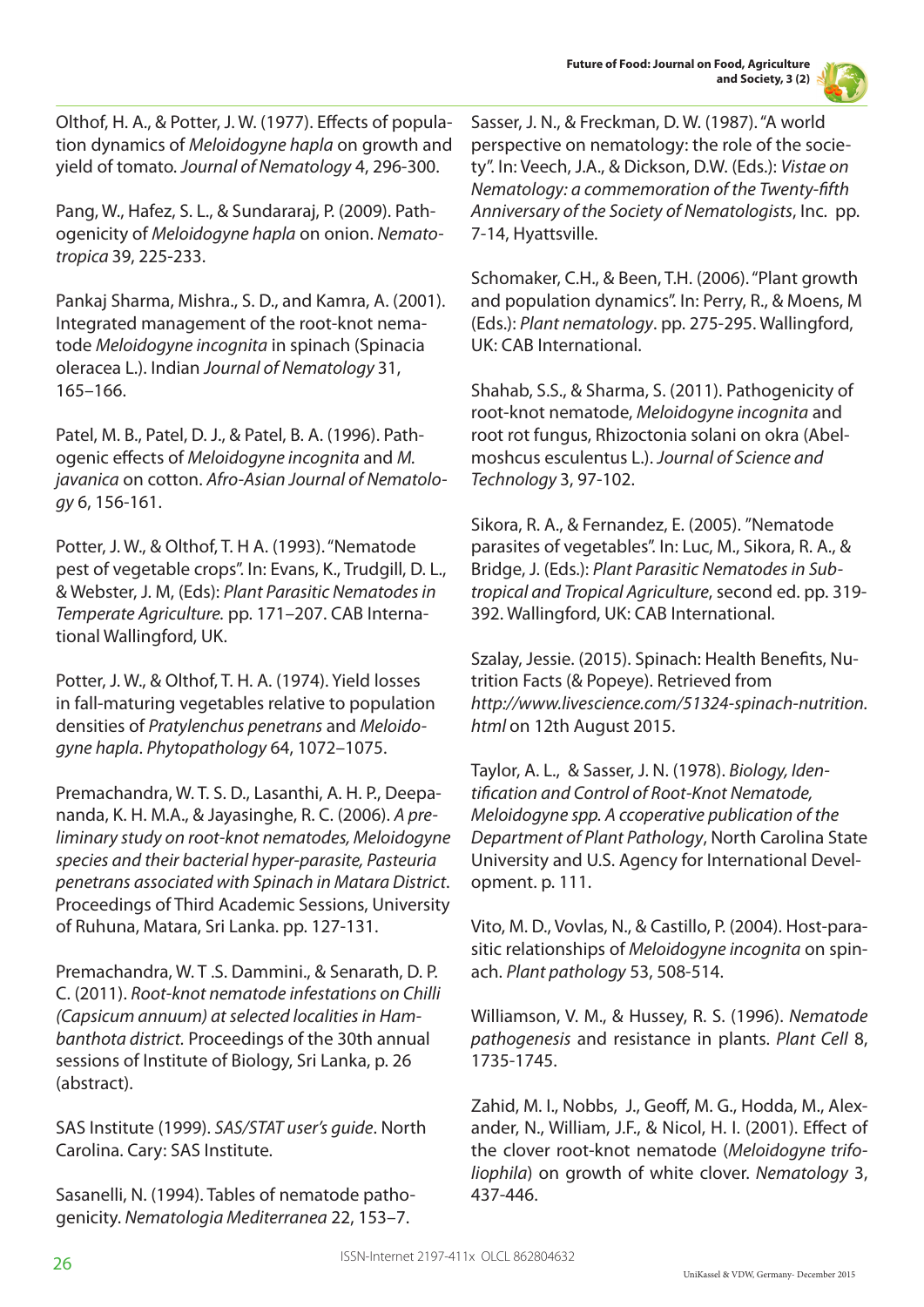Olthof, H. A., & Potter, J. W. (1977). Effects of population dynamics of *Meloidogyne hapla* on growth and yield of tomato. *Journal of Nematology* 4, 296-300.

Pang, W., Hafez, S. L., & Sundararaj, P. (2009). Pathogenicity of *Meloidogyne hapla* on onion. *Nematotropica* 39, 225-233.

Pankaj Sharma, Mishra., S. D., and Kamra, A. (2001). Integrated management of the root-knot nematode *Meloidogyne incognita* in spinach (Spinacia oleracea L.). Indian *Journal of Nematology* 31, 165–166.

Patel, M. B., Patel, D. J., & Patel, B. A. (1996). Pathogenic effects of *Meloidogyne incognita* and *M. javanica* on cotton. *Afro-Asian Journal of Nematology* 6, 156-161.

Potter, J. W., & Olthof, T. H A. (1993). "Nematode pest of vegetable crops". In: Evans, K., Trudgill, D. L., & Webster, J. M, (Eds): *Plant Parasitic Nematodes in Temperate Agriculture.* pp. 171–207. CAB International Wallingford, UK.

Potter, J. W., & Olthof, T. H. A. (1974). Yield losses in fall-maturing vegetables relative to population densities of *Pratylenchus penetrans* and *Meloidogyne hapla*. *Phytopathology* 64, 1072–1075.

Premachandra, W. T. S. D., Lasanthi, A. H. P., Deepananda, K. H. M.A., & Jayasinghe, R. C. (2006). *A preliminary study on root-knot nematodes, Meloidogyne species and their bacterial hyper-parasite, Pasteuria penetrans associated with Spinach in Matara District*. Proceedings of Third Academic Sessions, University of Ruhuna, Matara, Sri Lanka. pp. 127-131.

Premachandra, W. T .S. Dammini., & Senarath, D. P. C. (2011). *Root-knot nematode infestations on Chilli (Capsicum annuum) at selected localities in Hambanthota district.* Proceedings of the 30th annual sessions of Institute of Biology, Sri Lanka, p. 26 (abstract).

SAS Institute (1999). *SAS/STAT user's guide*. North Carolina. Cary: SAS Institute.

Sasanelli, N. (1994). Tables of nematode pathogenicity. *Nematologia Mediterranea* 22, 153–7.

Sasser, J. N., & Freckman, D. W. (1987). "A world perspective on nematology: the role of the society". In: Veech, J.A., & Dickson, D.W. (Eds.): *Vistae on Nematology: a commemoration of the Twenty-fifth Anniversary of the Society of Nematologists*, Inc. pp. 7-14, Hyattsville.

Schomaker, C.H., & Been, T.H. (2006). "Plant growth and population dynamics". In: Perry, R., & Moens, M (Eds.): *Plant nematology*. pp. 275-295. Wallingford, UK: CAB International.

Shahab, S.S., & Sharma, S. (2011). Pathogenicity of root-knot nematode, *Meloidogyne incognita* and root rot fungus, Rhizoctonia solani on okra (Abelmoshcus esculentus L.). *Journal of Science and Technology* 3, 97-102.

Sikora, R. A., & Fernandez, E. (2005). "Nematode parasites of vegetables". In: Luc, M., Sikora, R. A., & Bridge, J. (Eds.): *Plant Parasitic Nematodes in Subtropical and Tropical Agriculture*, second ed. pp. 319-392. Wallingford, UK: CAB International.

Szalay, Jessie. (2015). Spinach: Health Benefits, Nutrition Facts (& Popeye). Retrieved from *http://www.livescience.com/51324-spinach-nutrition.html* on 12th August 2015.

Taylor, A. L., & Sasser, J. N. (1978). *Biology, Identification and Control of Root-Knot Nematode, Meloidogyne spp. A ccoperative publication of the Department of Plant Pathology*, North Carolina State University and U.S. Agency for International Development. p. 111.

Vito, M. D., Vovlas, N., & Castillo, P. (2004). Host-parasitic relationships of *Meloidogyne incognita* on spinach. *Plant pathology* 53, 508-514.

Williamson, V. M., & Hussey, R. S. (1996). *Nematode pathogenesis* and resistance in plants. *Plant Cell* 8, 1735-1745.

Zahid, M. I., Nobbs, J., Geoff, M. G., Hodda, M., Alexander, N., William, J.F., & Nicol, H. I. (2001). Effect of the clover root-knot nematode (*Meloidogyne trifoliophila*) on growth of white clover. *Nematology* 3, 437-446.